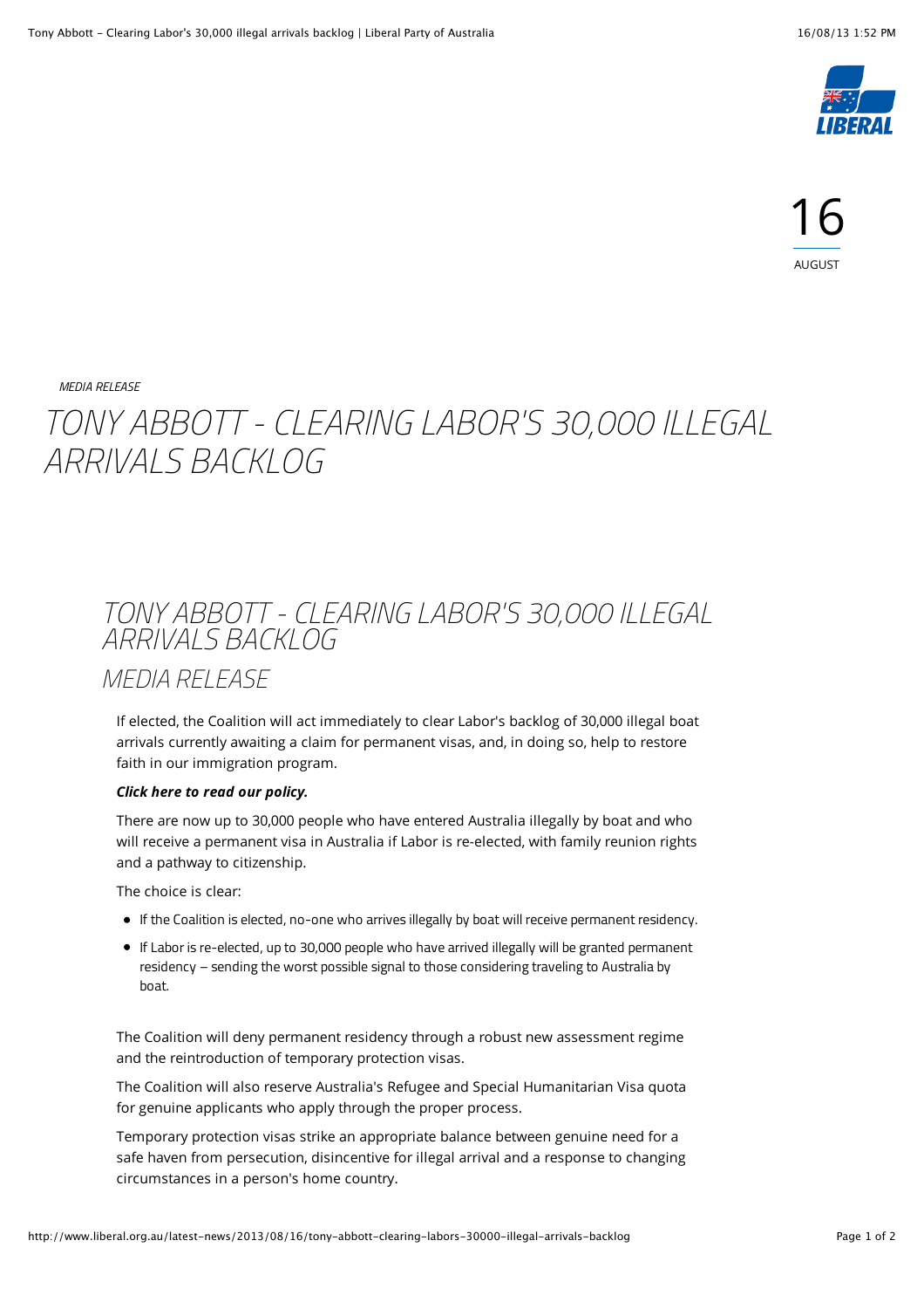16

AUGUST

*MEDIA RELEASE*

# TONY ABBOTT - CLEARING LABOR'S 30,000 ILLEGAL ARRIVALS BACKLOG

## TONY ABBOTT - CLEARING LABOR'S 30,000 ILLEGAL ARRIVALS BACKLOG

## MEDIA RELEASE

If elected, the Coalition will act immediately to clear Labor's backlog of 30,000 illegal boat arrivals currently awaiting a claim for permanent visas, and, in doing so, help to restore faith in our immigration program.

***Click here to read our policy.***

There are now up to 30,000 people who have entered Australia illegally by boat and who will receive a permanent visa in Australia if Labor is re-elected, with family reunion rights and a pathway to citizenship.

The choice is clear:

- If the Coalition is elected, no-one who arrives illegally by boat will receive permanent residency.
- If Labor is re-elected, up to 30,000 people who have arrived illegally will be granted permanent residency – sending the worst possible signal to those considering traveling to Australia by boat.

The Coalition will deny permanent residency through a robust new assessment regime and the reintroduction of temporary protection visas.

The Coalition will also reserve Australia's Refugee and Special Humanitarian Visa quota for genuine applicants who apply through the proper process.

Temporary protection visas strike an appropriate balance between genuine need for a safe haven from persecution, disincentive for illegal arrival and a response to changing circumstances in a person's home country.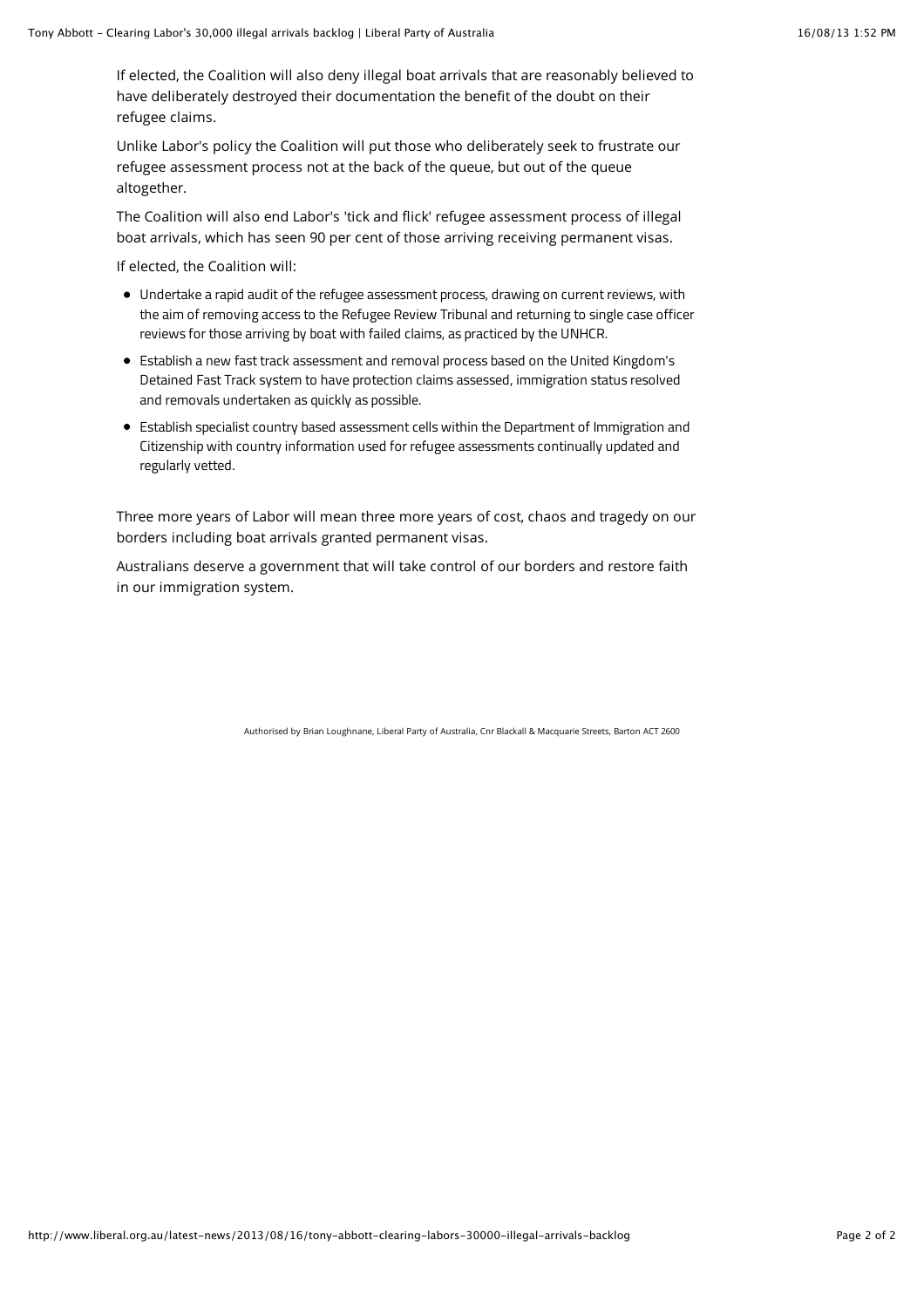If elected, the Coalition will also deny illegal boat arrivals that are reasonably believed to have deliberately destroyed their documentation the benefit of the doubt on their refugee claims.

Unlike Labor's policy the Coalition will put those who deliberately seek to frustrate our refugee assessment process not at the back of the queue, but out of the queue altogether.

The Coalition will also end Labor's 'tick and flick' refugee assessment process of illegal boat arrivals, which has seen 90 per cent of those arriving receiving permanent visas.

If elected, the Coalition will:

- Undertake a rapid audit of the refugee assessment process, drawing on current reviews, with the aim of removing access to the Refugee Review Tribunal and returning to single case officer reviews for those arriving by boat with failed claims, as practiced by the UNHCR.
- Establish a new fast track assessment and removal process based on the United Kingdom's Detained Fast Track system to have protection claims assessed, immigration status resolved and removals undertaken as quickly as possible.
- Establish specialist country based assessment cells within the Department of Immigration and Citizenship with country information used for refugee assessments continually updated and regularly vetted.

Three more years of Labor will mean three more years of cost, chaos and tragedy on our borders including boat arrivals granted permanent visas.

Australians deserve a government that will take control of our borders and restore faith in our immigration system.

Authorised by Brian Loughnane, Liberal Party of Australia, Cnr Blackall & Macquarie Streets, Barton ACT 2600